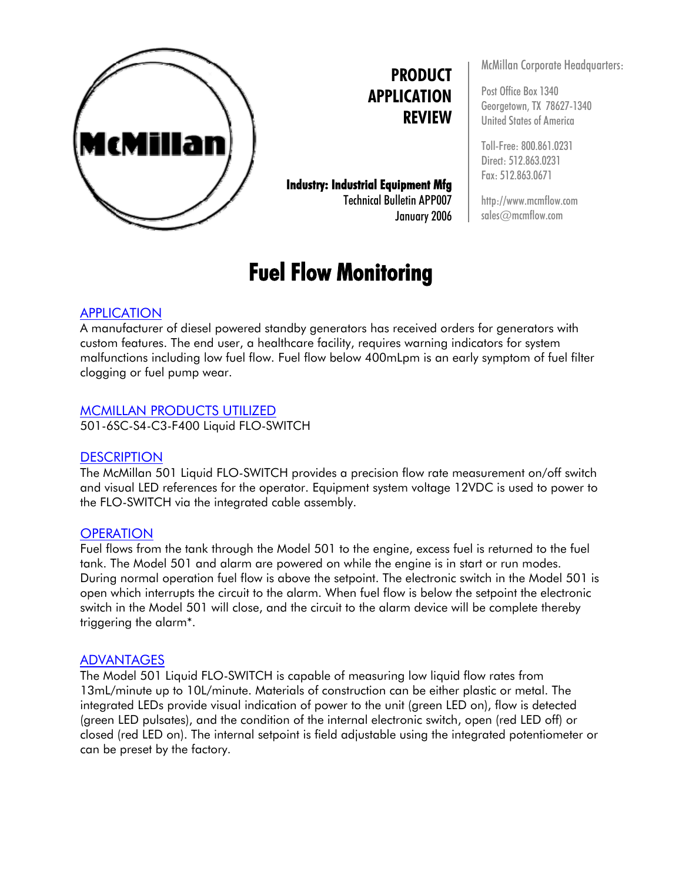McMillan

**PRODUCT APPLICATION REVIEW**

**Industry: Industrial Equipment Mfg**
Technical Bulletin APP007
January 2006

McMillan Corporate Headquarters:

Post Office Box 1340
Georgetown, TX 78627-1340
United States of America

Toll-Free: 800.861.0231
Direct: 512.863.0231
Fax: 512.863.0671

http://www.mcmflow.com
sales@mcmflow.com

# Fuel Flow Monitoring

## APPLICATION

A manufacturer of diesel powered standby generators has received orders for generators with custom features. The end user, a healthcare facility, requires warning indicators for system malfunctions including low fuel flow. Fuel flow below 400mLpm is an early symptom of fuel filter clogging or fuel pump wear.

## MCMILLAN PRODUCTS UTILIZED

501-6SC-S4-C3-F400 Liquid FLO-SWITCH

## DESCRIPTION

The McMillan 501 Liquid FLO-SWITCH provides a precision flow rate measurement on/off switch and visual LED references for the operator. Equipment system voltage 12VDC is used to power to the FLO-SWITCH via the integrated cable assembly.

## OPERATION

Fuel flows from the tank through the Model 501 to the engine, excess fuel is returned to the fuel tank. The Model 501 and alarm are powered on while the engine is in start or run modes. During normal operation fuel flow is above the setpoint. The electronic switch in the Model 501 is open which interrupts the circuit to the alarm. When fuel flow is below the setpoint the electronic switch in the Model 501 will close, and the circuit to the alarm device will be complete thereby triggering the alarm*.

## ADVANTAGES

The Model 501 Liquid FLO-SWITCH is capable of measuring low liquid flow rates from 13mL/minute up to 10L/minute. Materials of construction can be either plastic or metal. The integrated LEDs provide visual indication of power to the unit (green LED on), flow is detected (green LED pulsates), and the condition of the internal electronic switch, open (red LED off) or closed (red LED on). The internal setpoint is field adjustable using the integrated potentiometer or can be preset by the factory.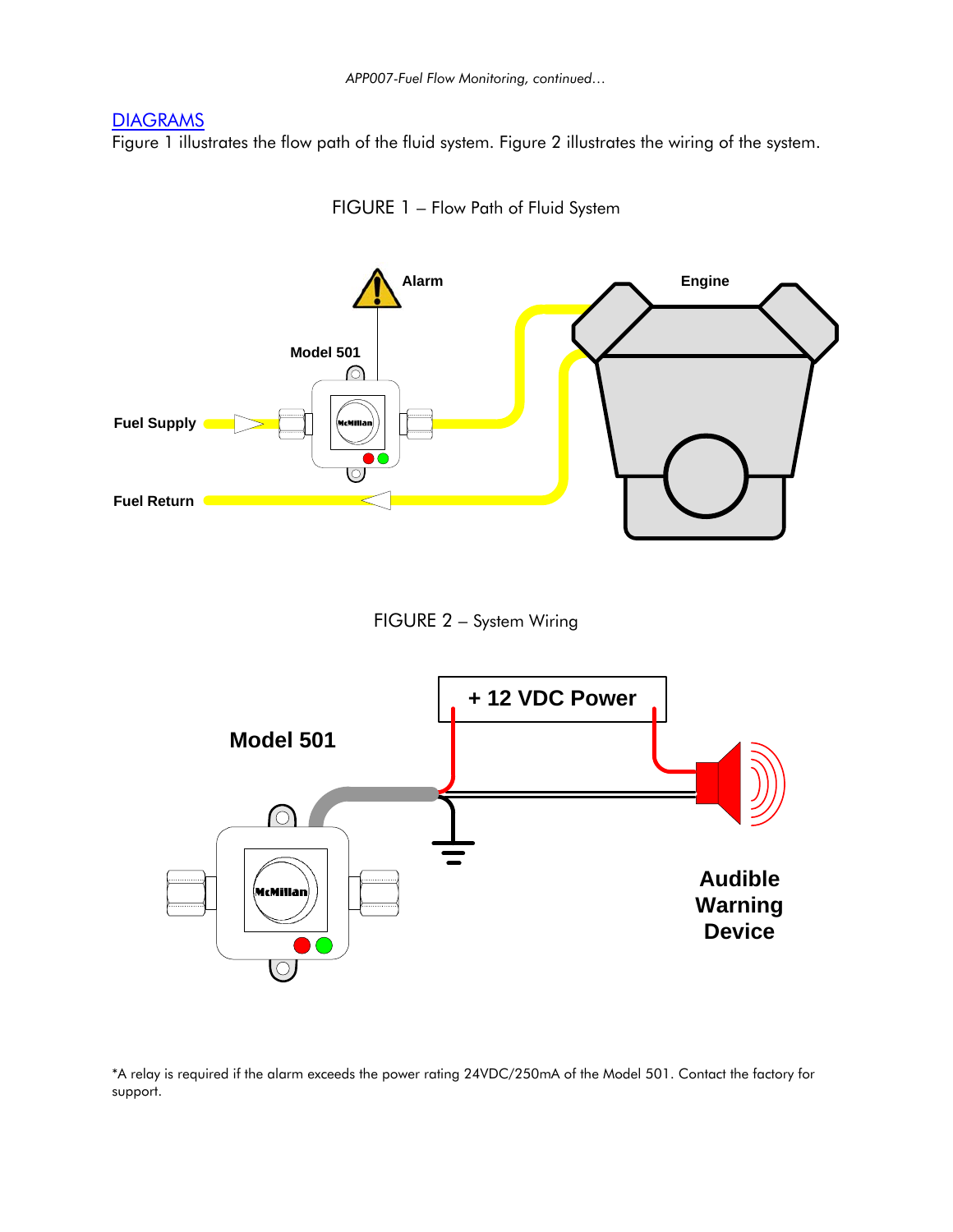## DIAGRAMS

Figure 1 illustrates the flow path of the fluid system. Figure 2 illustrates the wiring of the system.

FIGURE 1 – Flow Path of Fluid System

Alarm

Engine

Model 501

Fuel Supply

Fuel Return

FIGURE 2 – System Wiring

+ 12 VDC Power

Model 501

Audible Warning Device

*A relay is required if the alarm exceeds the power rating 24VDC/250mA of the Model 501. Contact the factory for support.